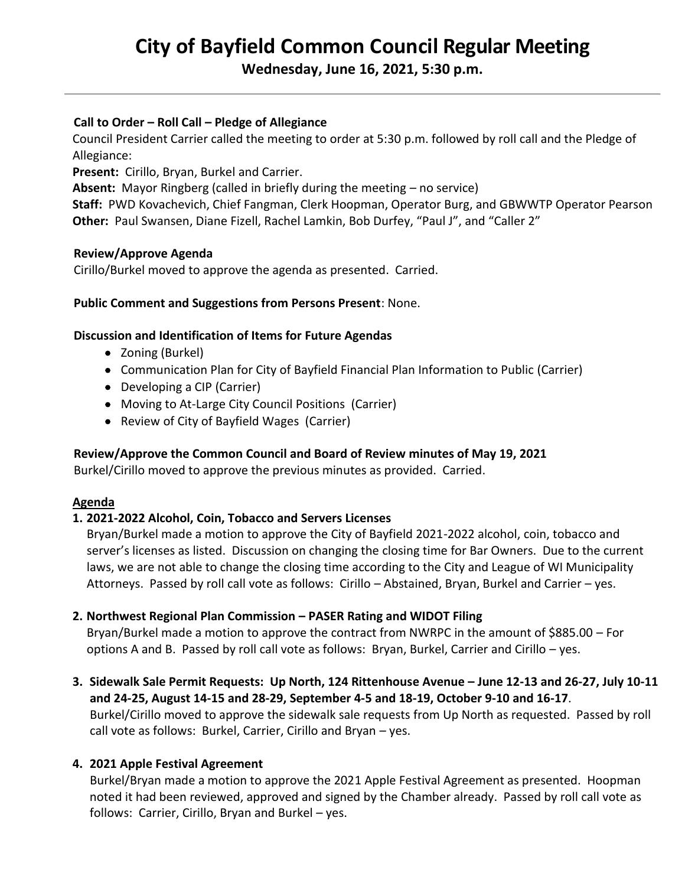# City of Bayfield Common Council Regular Meeting

**Wednesday, June 16, 2021, 5:30 p.m.**

---

### Call to Order – Roll Call – Pledge of Allegiance

Council President Carrier called the meeting to order at 5:30 p.m. followed by roll call and the Pledge of Allegiance:

**Present:** Cirillo, Bryan, Burkel and Carrier.
**Absent:** Mayor Ringberg (called in briefly during the meeting – no service)
**Staff:** PWD Kovachevich, Chief Fangman, Clerk Hoopman, Operator Burg, and GBWWTP Operator Pearson
**Other:** Paul Swansen, Diane Fizell, Rachel Lamkin, Bob Durfey, "Paul J", and "Caller 2"

### Review/Approve Agenda

Cirillo/Burkel moved to approve the agenda as presented. Carried.

**Public Comment and Suggestions from Persons Present**: None.

### Discussion and Identification of Items for Future Agendas

- Zoning (Burkel)
- Communication Plan for City of Bayfield Financial Plan Information to Public (Carrier)
- Developing a CIP (Carrier)
- Moving to At-Large City Council Positions (Carrier)
- Review of City of Bayfield Wages (Carrier)

### Review/Approve the Common Council and Board of Review minutes of May 19, 2021

Burkel/Cirillo moved to approve the previous minutes as provided. Carried.

## Agenda

**1. 2021-2022 Alcohol, Coin, Tobacco and Servers Licenses**

Bryan/Burkel made a motion to approve the City of Bayfield 2021-2022 alcohol, coin, tobacco and server's licenses as listed. Discussion on changing the closing time for Bar Owners. Due to the current laws, we are not able to change the closing time according to the City and League of WI Municipality Attorneys. Passed by roll call vote as follows: Cirillo – Abstained, Bryan, Burkel and Carrier – yes.

**2. Northwest Regional Plan Commission – PASER Rating and WIDOT Filing**

Bryan/Burkel made a motion to approve the contract from NWRPC in the amount of $885.00 – For options A and B. Passed by roll call vote as follows: Bryan, Burkel, Carrier and Cirillo – yes.

**3. Sidewalk Sale Permit Requests: Up North, 124 Rittenhouse Avenue – June 12-13 and 26-27, July 10-11 and 24-25, August 14-15 and 28-29, September 4-5 and 18-19, October 9-10 and 16-17**.

Burkel/Cirillo moved to approve the sidewalk sale requests from Up North as requested. Passed by roll call vote as follows: Burkel, Carrier, Cirillo and Bryan – yes.

**4. 2021 Apple Festival Agreement**

Burkel/Bryan made a motion to approve the 2021 Apple Festival Agreement as presented. Hoopman noted it had been reviewed, approved and signed by the Chamber already. Passed by roll call vote as follows: Carrier, Cirillo, Bryan and Burkel – yes.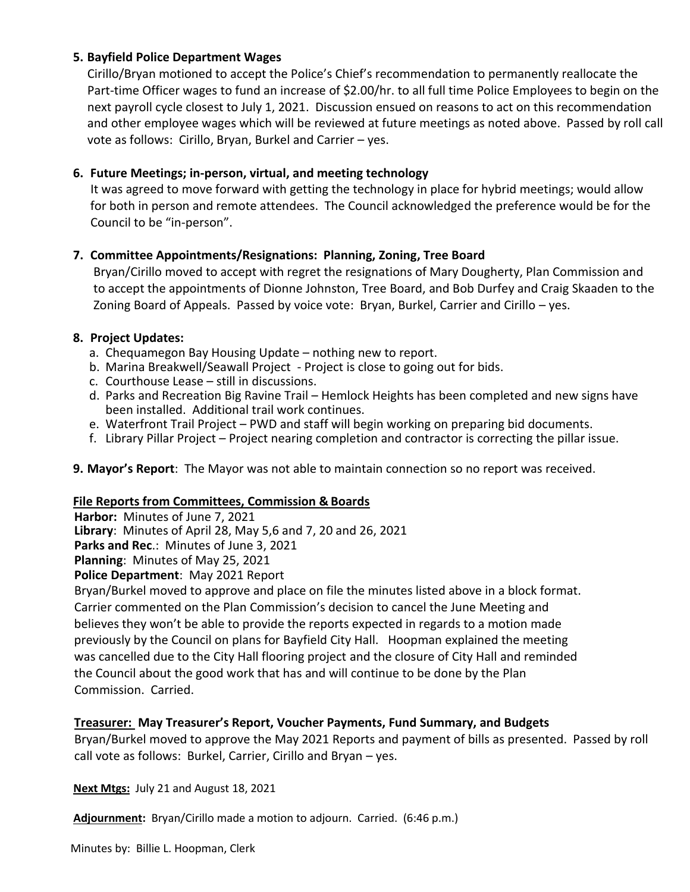**5. Bayfield Police Department Wages**

Cirillo/Bryan motioned to accept the Police's Chief's recommendation to permanently reallocate the Part-time Officer wages to fund an increase of $2.00/hr. to all full time Police Employees to begin on the next payroll cycle closest to July 1, 2021. Discussion ensued on reasons to act on this recommendation and other employee wages which will be reviewed at future meetings as noted above. Passed by roll call vote as follows: Cirillo, Bryan, Burkel and Carrier – yes.

**6. Future Meetings; in-person, virtual, and meeting technology**

It was agreed to move forward with getting the technology in place for hybrid meetings; would allow for both in person and remote attendees. The Council acknowledged the preference would be for the Council to be "in-person".

**7. Committee Appointments/Resignations: Planning, Zoning, Tree Board**

Bryan/Cirillo moved to accept with regret the resignations of Mary Dougherty, Plan Commission and to accept the appointments of Dionne Johnston, Tree Board, and Bob Durfey and Craig Skaaden to the Zoning Board of Appeals. Passed by voice vote: Bryan, Burkel, Carrier and Cirillo – yes.

**8. Project Updates:**

a. Chequamegon Bay Housing Update – nothing new to report.
b. Marina Breakwell/Seawall Project - Project is close to going out for bids.
c. Courthouse Lease – still in discussions.
d. Parks and Recreation Big Ravine Trail – Hemlock Heights has been completed and new signs have been installed. Additional trail work continues.
e. Waterfront Trail Project – PWD and staff will begin working on preparing bid documents.
f. Library Pillar Project – Project nearing completion and contractor is correcting the pillar issue.

**9. Mayor's Report**: The Mayor was not able to maintain connection so no report was received.

**File Reports from Committees, Commission & Boards**

**Harbor:** Minutes of June 7, 2021
**Library**: Minutes of April 28, May 5,6 and 7, 20 and 26, 2021
**Parks and Rec**.: Minutes of June 3, 2021
**Planning**: Minutes of May 25, 2021
**Police Department**: May 2021 Report

Bryan/Burkel moved to approve and place on file the minutes listed above in a block format. Carrier commented on the Plan Commission's decision to cancel the June Meeting and believes they won't be able to provide the reports expected in regards to a motion made previously by the Council on plans for Bayfield City Hall. Hoopman explained the meeting was cancelled due to the City Hall flooring project and the closure of City Hall and reminded the Council about the good work that has and will continue to be done by the Plan Commission. Carried.

**Treasurer: May Treasurer's Report, Voucher Payments, Fund Summary, and Budgets**

Bryan/Burkel moved to approve the May 2021 Reports and payment of bills as presented. Passed by roll call vote as follows: Burkel, Carrier, Cirillo and Bryan – yes.

**Next Mtgs:** July 21 and August 18, 2021

**Adjournment:** Bryan/Cirillo made a motion to adjourn. Carried. (6:46 p.m.)

Minutes by: Billie L. Hoopman, Clerk